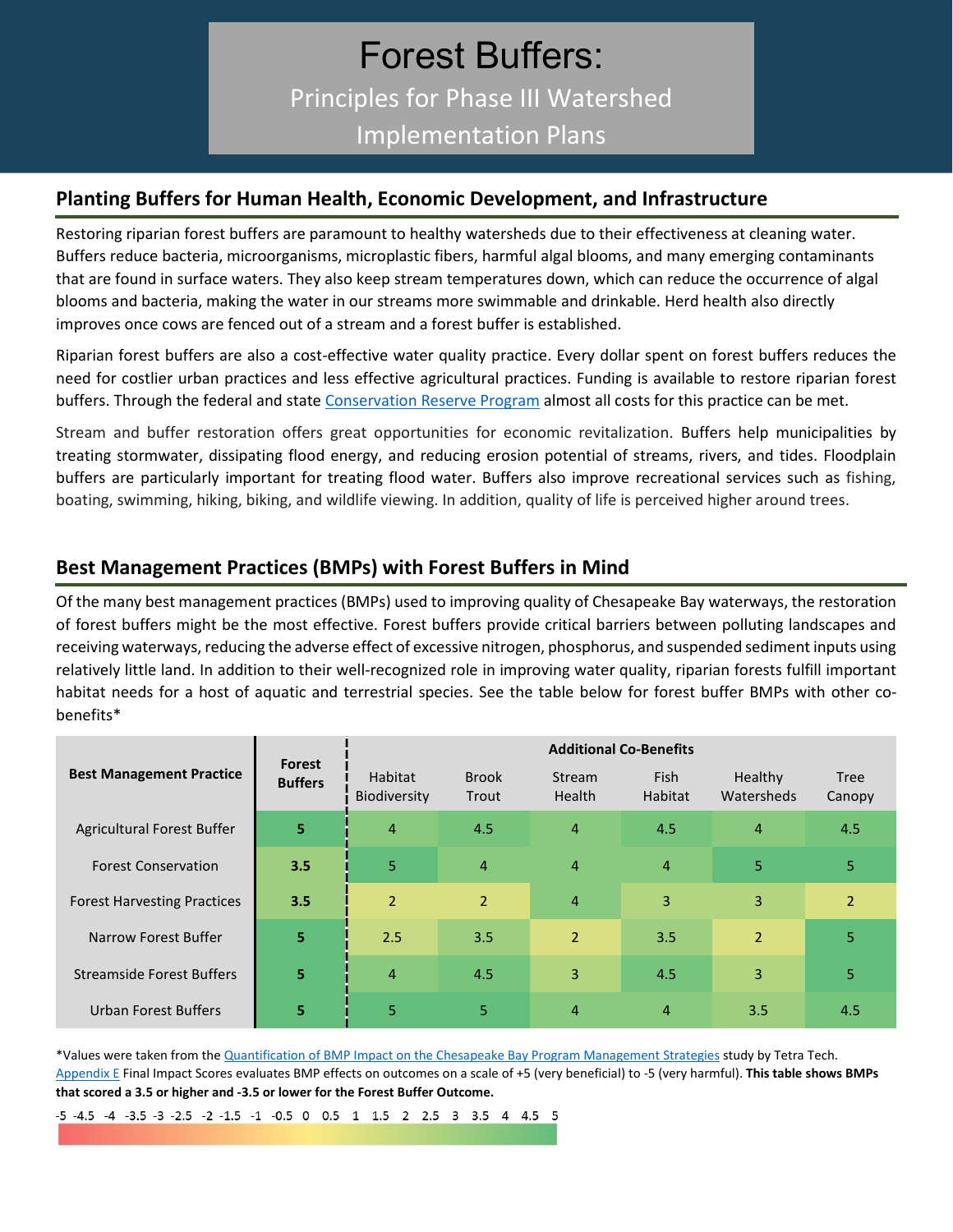# Forest Buffers:

Principles for Phase III Watershed Implementation Plans

## Planting Buffers for Human Health, Economic Development, and Infrastructure

Restoring riparian forest buffers are paramount to healthy watersheds due to their effectiveness at cleaning water. Buffers reduce bacteria, microorganisms, microplastic fibers, harmful algal blooms, and many emerging contaminants that are found in surface waters. They also keep stream temperatures down, which can reduce the occurrence of algal blooms and bacteria, making the water in our streams more swimmable and drinkable. Herd health also directly improves once cows are fenced out of a stream and a forest buffer is established.

Riparian forest buffers are also a cost-effective water quality practice. Every dollar spent on forest buffers reduces the need for costlier urban practices and less effective agricultural practices. Funding is available to restore riparian forest buffers. Through the federal and state Conservation Reserve Program almost all costs for this practice can be met.

Stream and buffer restoration offers great opportunities for economic revitalization. Buffers help municipalities by treating stormwater, dissipating flood energy, and reducing erosion potential of streams, rivers, and tides. Floodplain buffers are particularly important for treating flood water. Buffers also improve recreational services such as fishing, boating, swimming, hiking, biking, and wildlife viewing. In addition, quality of life is perceived higher around trees.

## Best Management Practices (BMPs) with Forest Buffers in Mind

Of the many best management practices (BMPs) used to improving quality of Chesapeake Bay waterways, the restoration of forest buffers might be the most effective. Forest buffers provide critical barriers between polluting landscapes and receiving waterways, reducing the adverse effect of excessive nitrogen, phosphorus, and suspended sediment inputs using relatively little land. In addition to their well-recognized role in improving water quality, riparian forests fulfill important habitat needs for a host of aquatic and terrestrial species. See the table below for forest buffer BMPs with other co-benefits*

| Best Management Practice | Forest Buffers | Additional Co-Benefits | | | | | |
|---|---|---|---|---|---|---|---|
| | | Habitat Biodiversity | Brook Trout | Stream Health | Fish Habitat | Healthy Watersheds | Tree Canopy |
| Agricultural Forest Buffer | **5** | 4 | 4.5 | 4 | 4.5 | 4 | 4.5 |
| Forest Conservation | **3.5** | 5 | 4 | 4 | 4 | 5 | 5 |
| Forest Harvesting Practices | **3.5** | 2 | 2 | 4 | 3 | 3 | 2 |
| Narrow Forest Buffer | **5** | 2.5 | 3.5 | 2 | 3.5 | 2 | 5 |
| Streamside Forest Buffers | **5** | 4 | 4.5 | 3 | 4.5 | 3 | 5 |
| Urban Forest Buffers | **5** | 5 | 5 | 4 | 4 | 3.5 | 4.5 |

*Values were taken from the Quantification of BMP Impact on the Chesapeake Bay Program Management Strategies study by Tetra Tech. Appendix E Final Impact Scores evaluates BMP effects on outcomes on a scale of +5 (very beneficial) to -5 (very harmful). **This table shows BMPs that scored a 3.5 or higher and -3.5 or lower for the Forest Buffer Outcome.**

-5 -4.5 -4 -3.5 -3 -2.5 -2 -1.5 -1 -0.5 0 0.5 1 1.5 2 2.5 3 3.5 4 4.5 5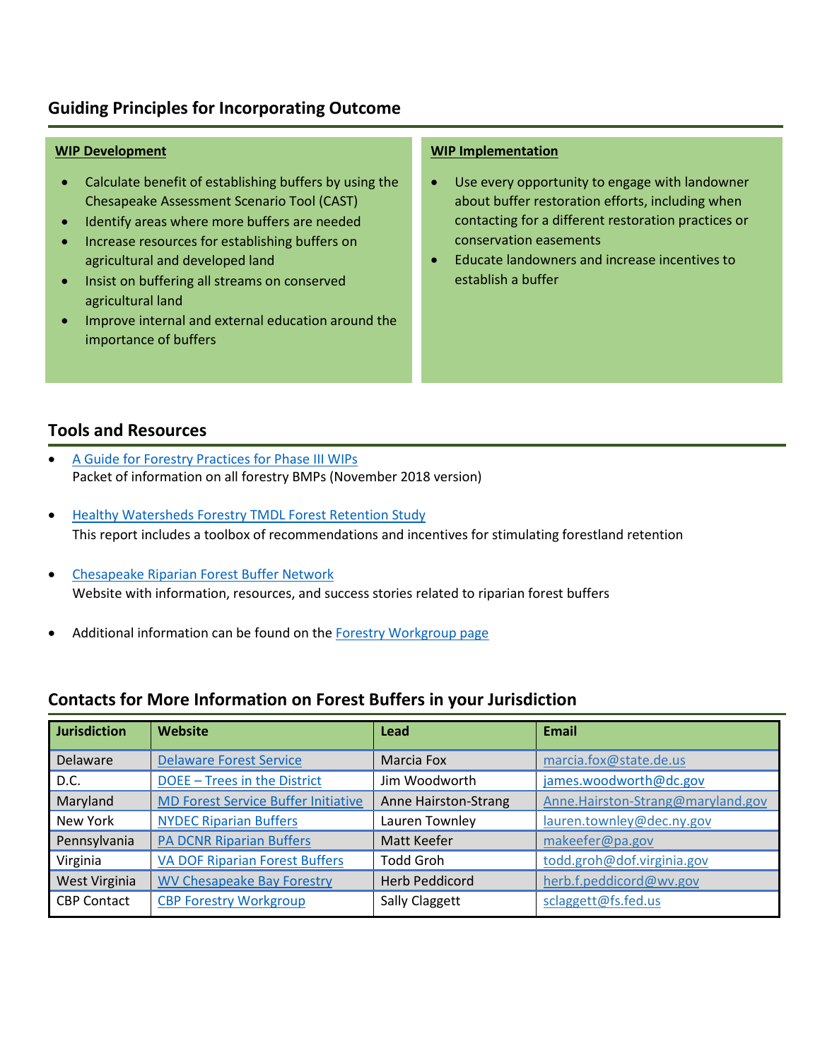## Guiding Principles for Incorporating Outcome

**WIP Development**

- Calculate benefit of establishing buffers by using the Chesapeake Assessment Scenario Tool (CAST)
- Identify areas where more buffers are needed
- Increase resources for establishing buffers on agricultural and developed land
- Insist on buffering all streams on conserved agricultural land
- Improve internal and external education around the importance of buffers

**WIP Implementation**

- Use every opportunity to engage with landowner about buffer restoration efforts, including when contacting for a different restoration practices or conservation easements
- Educate landowners and increase incentives to establish a buffer

## Tools and Resources

- A Guide for Forestry Practices for Phase III WIPs
  Packet of information on all forestry BMPs (November 2018 version)
- Healthy Watersheds Forestry TMDL Forest Retention Study
  This report includes a toolbox of recommendations and incentives for stimulating forestland retention
- Chesapeake Riparian Forest Buffer Network
  Website with information, resources, and success stories related to riparian forest buffers
- Additional information can be found on the Forestry Workgroup page

## Contacts for More Information on Forest Buffers in your Jurisdiction

| Jurisdiction | Website | Lead | Email |
|---|---|---|---|
| Delaware | Delaware Forest Service | Marcia Fox | marcia.fox@state.de.us |
| D.C. | DOEE – Trees in the District | Jim Woodworth | james.woodworth@dc.gov |
| Maryland | MD Forest Service Buffer Initiative | Anne Hairston-Strang | Anne.Hairston-Strang@maryland.gov |
| New York | NYDEC Riparian Buffers | Lauren Townley | lauren.townley@dec.ny.gov |
| Pennsylvania | PA DCNR Riparian Buffers | Matt Keefer | makeefer@pa.gov |
| Virginia | VA DOF Riparian Forest Buffers | Todd Groh | todd.groh@dof.virginia.gov |
| West Virginia | WV Chesapeake Bay Forestry | Herb Peddicord | herb.f.peddicord@wv.gov |
| CBP Contact | CBP Forestry Workgroup | Sally Claggett | sclaggett@fs.fed.us |